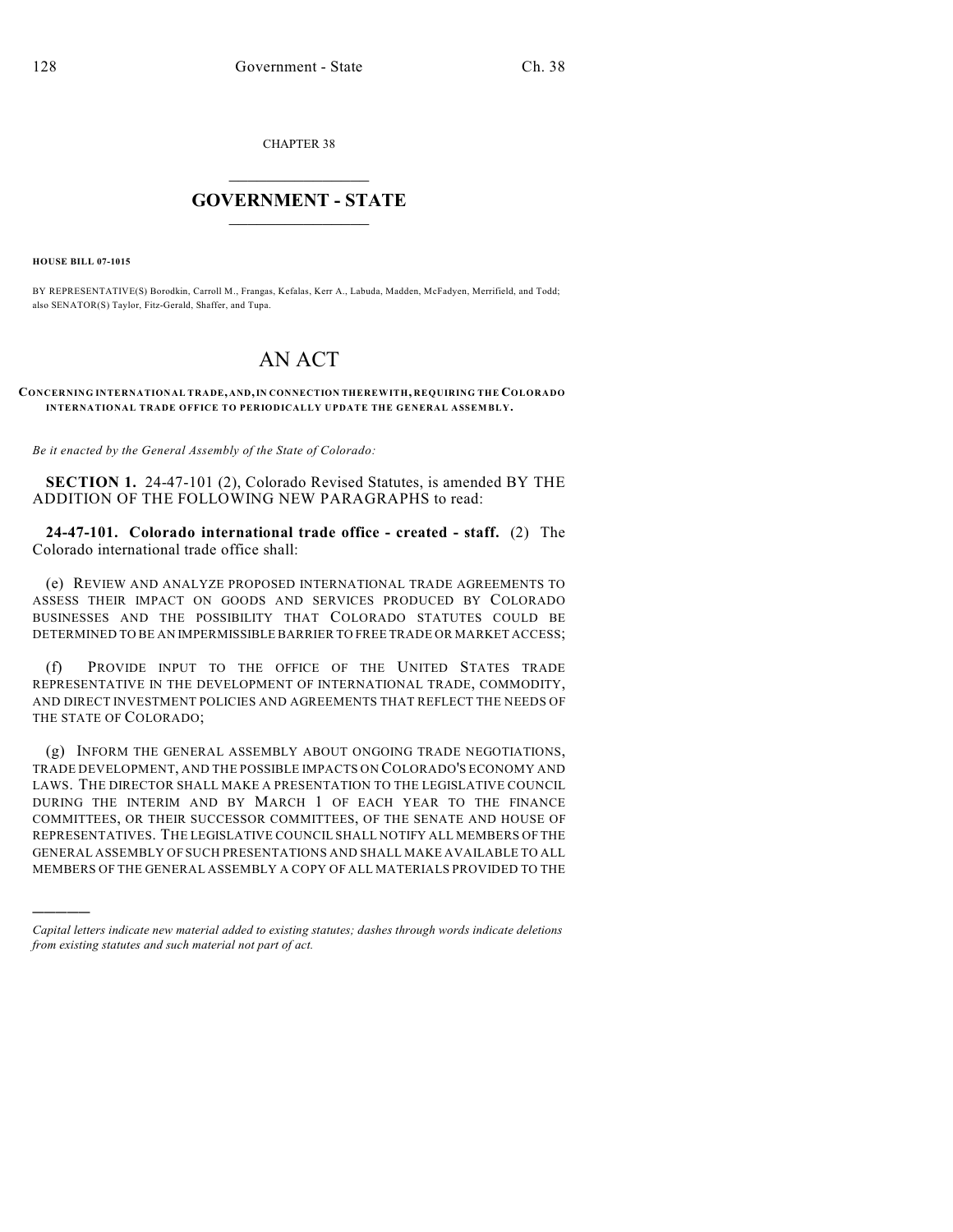CHAPTER 38

# GOVERNMENT - STATE

**HOUSE BILL 07-1015**

BY REPRESENTATIVE(S) Borodkin, Carroll M., Frangas, Kefalas, Kerr A., Labuda, Madden, McFadyen, Merrifield, and Todd; also SENATOR(S) Taylor, Fitz-Gerald, Shaffer, and Tupa.

# AN ACT

**CONCERNING INTERNATIONAL TRADE, AND, IN CONNECTION THEREWITH, REQUIRING THE COLORADO INTERNATIONAL TRADE OFFICE TO PERIODICALLY UPDATE THE GENERAL ASSEMBLY.**

*Be it enacted by the General Assembly of the State of Colorado:*

**SECTION 1.** 24-47-101 (2), Colorado Revised Statutes, is amended BY THE ADDITION OF THE FOLLOWING NEW PARAGRAPHS to read:

**24-47-101. Colorado international trade office - created - staff.** (2) The Colorado international trade office shall:

(e) REVIEW AND ANALYZE PROPOSED INTERNATIONAL TRADE AGREEMENTS TO ASSESS THEIR IMPACT ON GOODS AND SERVICES PRODUCED BY COLORADO BUSINESSES AND THE POSSIBILITY THAT COLORADO STATUTES COULD BE DETERMINED TO BE AN IMPERMISSIBLE BARRIER TO FREE TRADE OR MARKET ACCESS;

(f) PROVIDE INPUT TO THE OFFICE OF THE UNITED STATES TRADE REPRESENTATIVE IN THE DEVELOPMENT OF INTERNATIONAL TRADE, COMMODITY, AND DIRECT INVESTMENT POLICIES AND AGREEMENTS THAT REFLECT THE NEEDS OF THE STATE OF COLORADO;

(g) INFORM THE GENERAL ASSEMBLY ABOUT ONGOING TRADE NEGOTIATIONS, TRADE DEVELOPMENT, AND THE POSSIBLE IMPACTS ON COLORADO'S ECONOMY AND LAWS. THE DIRECTOR SHALL MAKE A PRESENTATION TO THE LEGISLATIVE COUNCIL DURING THE INTERIM AND BY MARCH 1 OF EACH YEAR TO THE FINANCE COMMITTEES, OR THEIR SUCCESSOR COMMITTEES, OF THE SENATE AND HOUSE OF REPRESENTATIVES. THE LEGISLATIVE COUNCIL SHALL NOTIFY ALL MEMBERS OF THE GENERAL ASSEMBLY OF SUCH PRESENTATIONS AND SHALL MAKE AVAILABLE TO ALL MEMBERS OF THE GENERAL ASSEMBLY A COPY OF ALL MATERIALS PROVIDED TO THE

*Capital letters indicate new material added to existing statutes; dashes through words indicate deletions from existing statutes and such material not part of act.*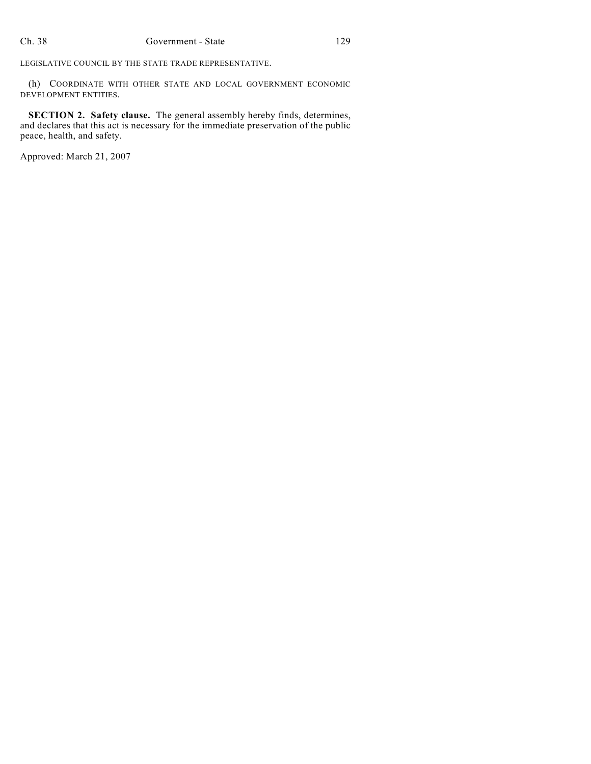LEGISLATIVE COUNCIL BY THE STATE TRADE REPRESENTATIVE.

(h) COORDINATE WITH OTHER STATE AND LOCAL GOVERNMENT ECONOMIC DEVELOPMENT ENTITIES.

**SECTION 2. Safety clause.** The general assembly hereby finds, determines, and declares that this act is necessary for the immediate preservation of the public peace, health, and safety.

Approved: March 21, 2007